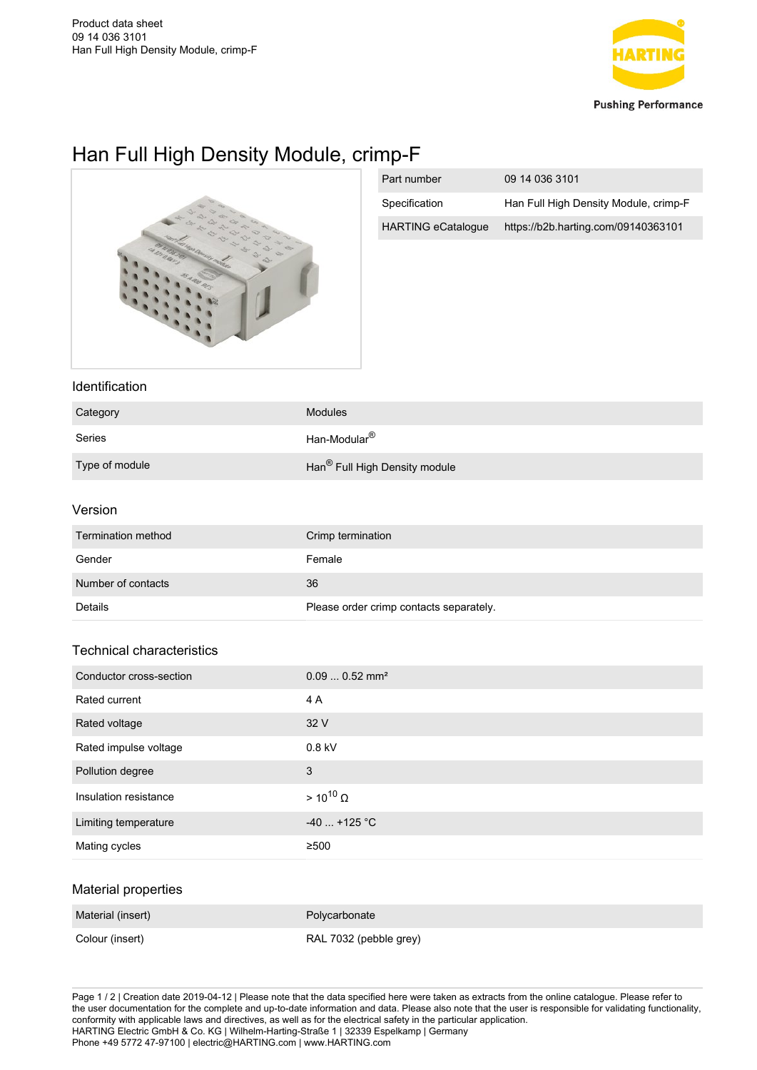# Han Full High Density Module, crimp-F

| | |
|---|---|
| Part number | 09 14 036 3101 |
| Specification | Han Full High Density Module, crimp-F |
| HARTING eCatalogue | https://b2b.harting.com/09140363101 |

## Identification

| | |
|---|---|
| Category | Modules |
| Series | Han-Modular® |
| Type of module | Han® Full High Density module |

## Version

| | |
|---|---|
| Termination method | Crimp termination |
| Gender | Female |
| Number of contacts | 36 |
| Details | Please order crimp contacts separately. |

## Technical characteristics

| | |
|---|---|
| Conductor cross-section | 0.09 ... 0.52 mm² |
| Rated current | 4 A |
| Rated voltage | 32 V |
| Rated impulse voltage | 0.8 kV |
| Pollution degree | 3 |
| Insulation resistance | > $10^{10}$ Ω |
| Limiting temperature | -40 ... +125 °C |
| Mating cycles | ≥500 |

## Material properties

| | |
|---|---|
| Material (insert) | Polycarbonate |
| Colour (insert) | RAL 7032 (pebble grey) |

Creation date 2019-04-12 | Please note that the data specified here were taken as extracts from the online catalogue. Please refer to the user documentation for the complete and up-to-date information and data. Please also note that the user is responsible for validating functionality, conformity with applicable laws and directives, as well as for the electrical safety in the particular application.
HARTING Electric GmbH & Co. KG | Wilhelm-Harting-Straße 1 | 32339 Espelkamp | Germany
Phone +49 5772 47-97100 | electric@HARTING.com | www.HARTING.com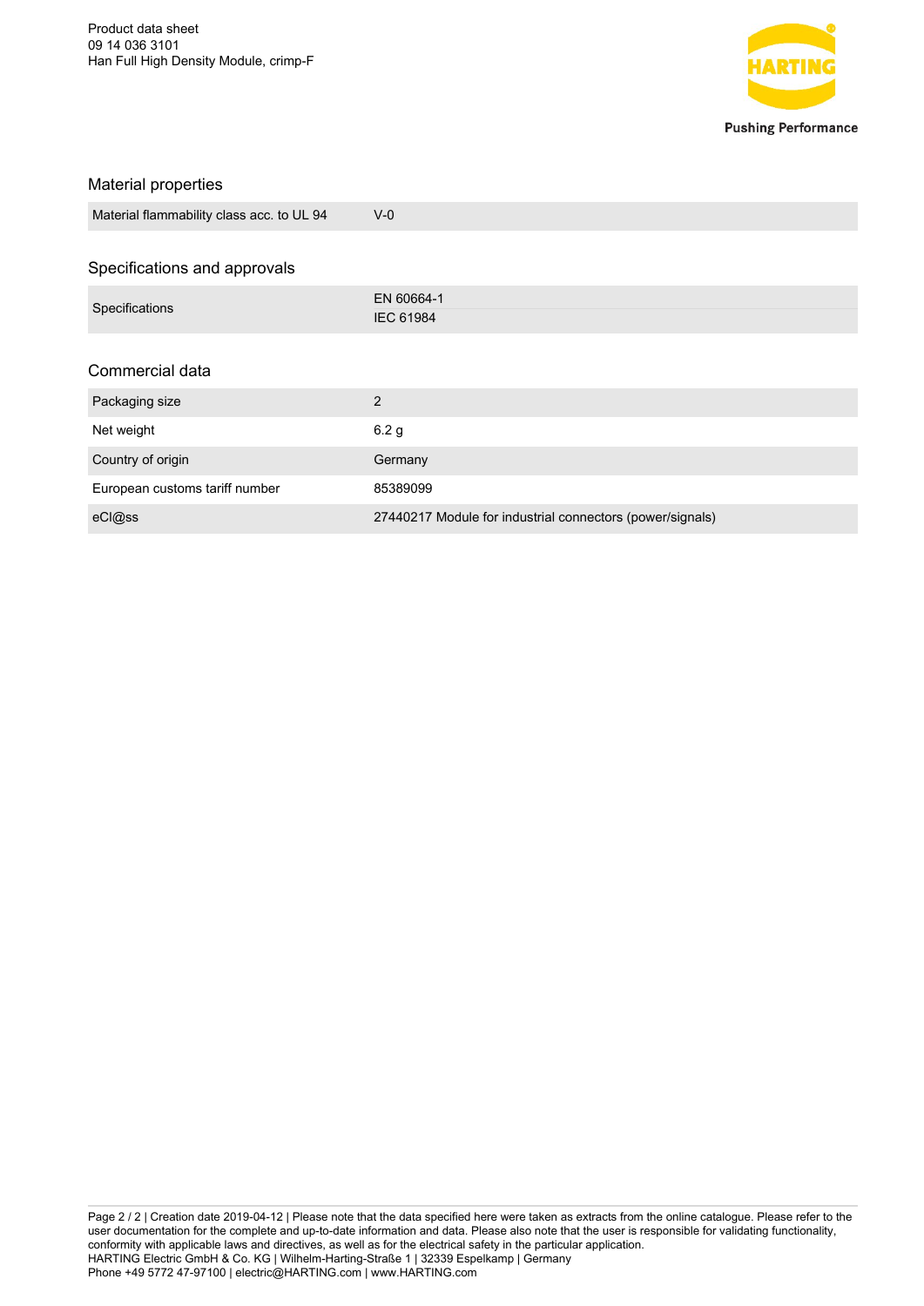## Material properties

| | |
|---|---|
| Material flammability class acc. to UL 94 | V-0 |

## Specifications and approvals

| | |
|---|---|
| Specifications | EN 60664-1<br>IEC 61984 |

## Commercial data

| | |
|---|---|
| Packaging size | 2 |
| Net weight | 6.2 g |
| Country of origin | Germany |
| European customs tariff number | 85389099 |
| eCl@ss | 27440217 Module for industrial connectors (power/signals) |